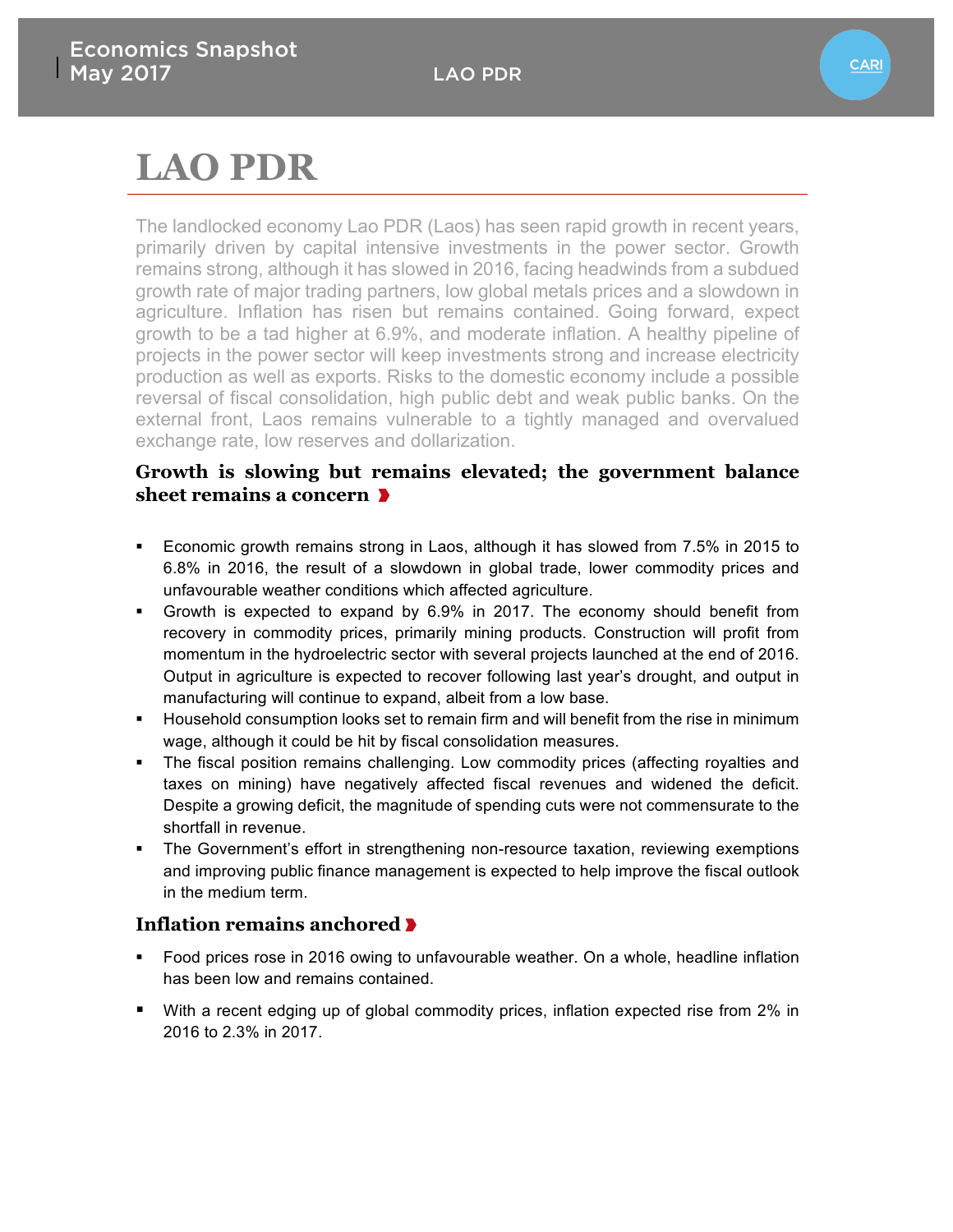# LAO PDR

The landlocked economy Lao PDR (Laos) has seen rapid growth in recent years, primarily driven by capital intensive investments in the power sector. Growth remains strong, although it has slowed in 2016, facing headwinds from a subdued growth rate of major trading partners, low global metals prices and a slowdown in agriculture. Inflation has risen but remains contained. Going forward, expect growth to be a tad higher at 6.9%, and moderate inflation. A healthy pipeline of projects in the power sector will keep investments strong and increase electricity production as well as exports. Risks to the domestic economy include a possible reversal of fiscal consolidation, high public debt and weak public banks. On the external front, Laos remains vulnerable to a tightly managed and overvalued exchange rate, low reserves and dollarization.

## Growth is slowing but remains elevated; the government balance sheet remains a concern

- Economic growth remains strong in Laos, although it has slowed from 7.5% in 2015 to 6.8% in 2016, the result of a slowdown in global trade, lower commodity prices and unfavourable weather conditions which affected agriculture.
- Growth is expected to expand by 6.9% in 2017. The economy should benefit from recovery in commodity prices, primarily mining products. Construction will profit from momentum in the hydroelectric sector with several projects launched at the end of 2016. Output in agriculture is expected to recover following last year's drought, and output in manufacturing will continue to expand, albeit from a low base.
- Household consumption looks set to remain firm and will benefit from the rise in minimum wage, although it could be hit by fiscal consolidation measures.
- The fiscal position remains challenging. Low commodity prices (affecting royalties and taxes on mining) have negatively affected fiscal revenues and widened the deficit. Despite a growing deficit, the magnitude of spending cuts were not commensurate to the shortfall in revenue.
- The Government's effort in strengthening non-resource taxation, reviewing exemptions and improving public finance management is expected to help improve the fiscal outlook in the medium term.

## Inflation remains anchored

- Food prices rose in 2016 owing to unfavourable weather. On a whole, headline inflation has been low and remains contained.
- With a recent edging up of global commodity prices, inflation expected rise from 2% in 2016 to 2.3% in 2017.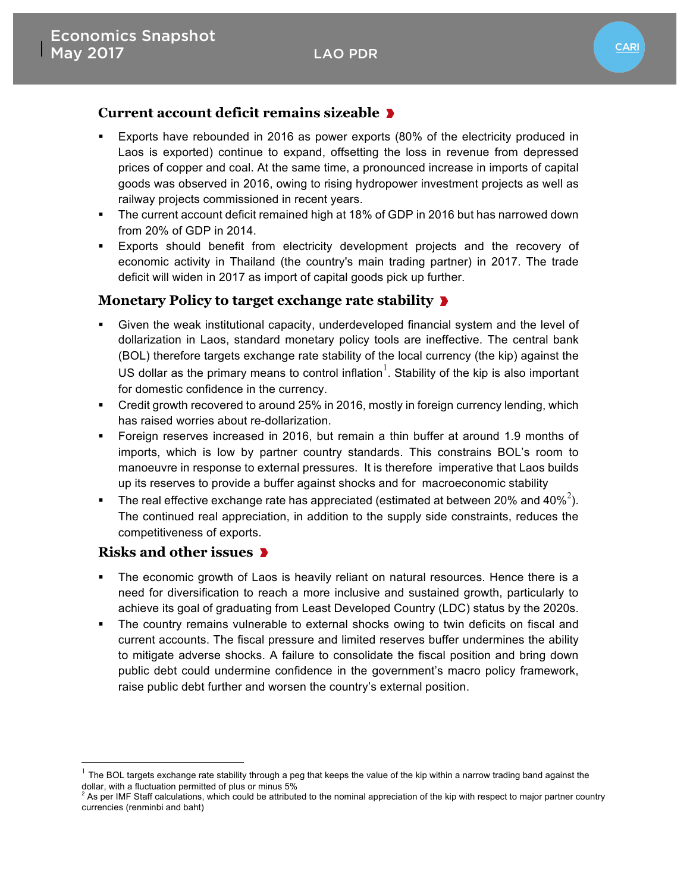## Current account deficit remains sizeable

- Exports have rebounded in 2016 as power exports (80% of the electricity produced in Laos is exported) continue to expand, offsetting the loss in revenue from depressed prices of copper and coal. At the same time, a pronounced increase in imports of capital goods was observed in 2016, owing to rising hydropower investment projects as well as railway projects commissioned in recent years.
- The current account deficit remained high at 18% of GDP in 2016 but has narrowed down from 20% of GDP in 2014.
- Exports should benefit from electricity development projects and the recovery of economic activity in Thailand (the country's main trading partner) in 2017. The trade deficit will widen in 2017 as import of capital goods pick up further.

## Monetary Policy to target exchange rate stability

- Given the weak institutional capacity, underdeveloped financial system and the level of dollarization in Laos, standard monetary policy tools are ineffective. The central bank (BOL) therefore targets exchange rate stability of the local currency (the kip) against the US dollar as the primary means to control inflation[1]. Stability of the kip is also important for domestic confidence in the currency.
- Credit growth recovered to around 25% in 2016, mostly in foreign currency lending, which has raised worries about re-dollarization.
- Foreign reserves increased in 2016, but remain a thin buffer at around 1.9 months of imports, which is low by partner country standards. This constrains BOL's room to manoeuvre in response to external pressures. It is therefore imperative that Laos builds up its reserves to provide a buffer against shocks and for macroeconomic stability
- The real effective exchange rate has appreciated (estimated at between 20% and 40%[2]). The continued real appreciation, in addition to the supply side constraints, reduces the competitiveness of exports.

## Risks and other issues

- The economic growth of Laos is heavily reliant on natural resources. Hence there is a need for diversification to reach a more inclusive and sustained growth, particularly to achieve its goal of graduating from Least Developed Country (LDC) status by the 2020s.
- The country remains vulnerable to external shocks owing to twin deficits on fiscal and current accounts. The fiscal pressure and limited reserves buffer undermines the ability to mitigate adverse shocks. A failure to consolidate the fiscal position and bring down public debt could undermine confidence in the government's macro policy framework, raise public debt further and worsen the country's external position.

---

[1] The BOL targets exchange rate stability through a peg that keeps the value of the kip within a narrow trading band against the dollar, with a fluctuation permitted of plus or minus 5%

[2] As per IMF Staff calculations, which could be attributed to the nominal appreciation of the kip with respect to major partner country currencies (renminbi and baht)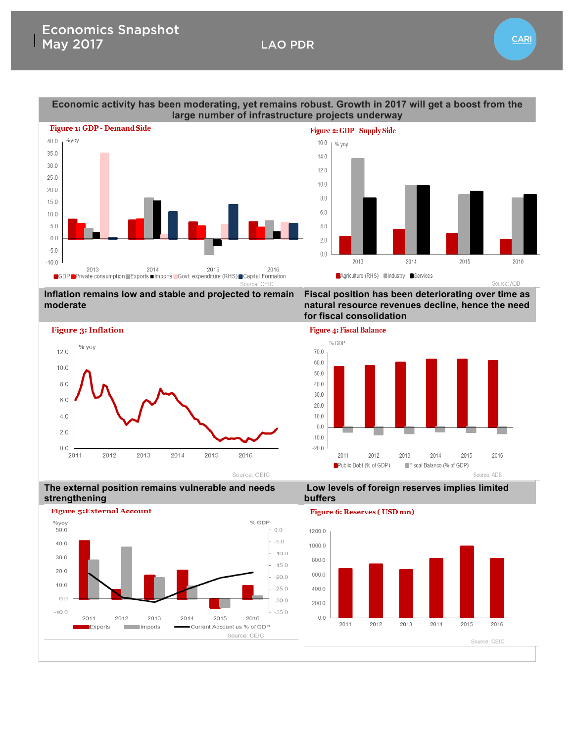# Economics Snapshot May 2017

LAO PDR

## Economic activity has been moderating, yet remains robust. Growth in 2017 will get a boost from the large number of infrastructure projects underway

**Figure 1: GDP - Demand Side**

Source: CEIC

**Figure 2: GDP - Supply Side**

Source: ADB

## Inflation remains low and stable and projected to remain moderate

**Figure 3: Inflation**

Source: CEIC

## Fiscal position has been deteriorating over time as natural resource revenues decline, hence the need for fiscal consolidation

**Figure 4: Fiscal Balance**

Source: ADB

## The external position remains vulnerable and needs strengthening

**Figure 5: External Account**

Source: CEIC

## Low levels of foreign reserves implies limited buffers

**Figure 6: Reserves ( USD mn)**

Source: CEIC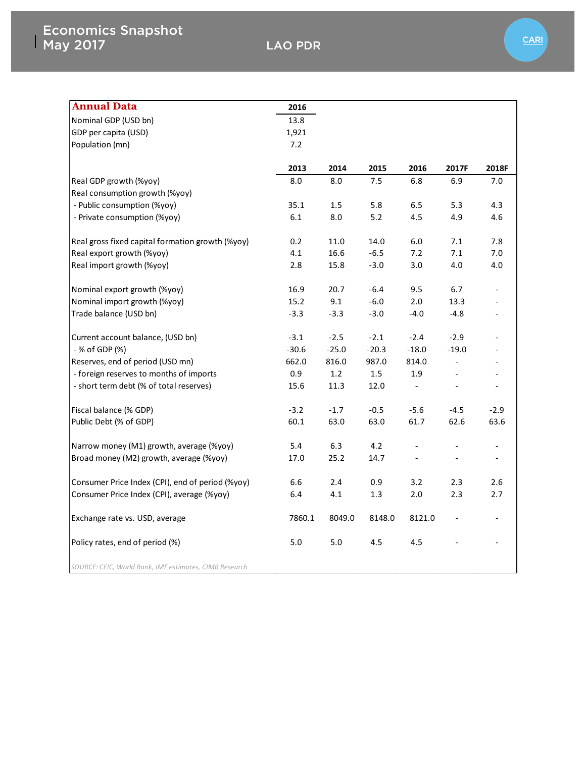# Economics Snapshot May 2017

## LAO PDR

**Annual Data**

| | 2016 |
|---|---|
| Nominal GDP (USD bn) | 13.8 |
| GDP per capita (USD) | 1,921 |
| Population (mn) | 7.2 |

| | 2013 | 2014 | 2015 | 2016 | 2017F | 2018F |
|---|---|---|---|---|---|---|
| Real GDP growth (%yoy) | 8.0 | 8.0 | 7.5 | 6.8 | 6.9 | 7.0 |
| Real consumption growth (%yoy) | | | | | | |
| - Public consumption (%yoy) | 35.1 | 1.5 | 5.8 | 6.5 | 5.3 | 4.3 |
| - Private consumption (%yoy) | 6.1 | 8.0 | 5.2 | 4.5 | 4.9 | 4.6 |
| Real gross fixed capital formation growth (%yoy) | 0.2 | 11.0 | 14.0 | 6.0 | 7.1 | 7.8 |
| Real export growth (%yoy) | 4.1 | 16.6 | -6.5 | 7.2 | 7.1 | 7.0 |
| Real import growth (%yoy) | 2.8 | 15.8 | -3.0 | 3.0 | 4.0 | 4.0 |
| Nominal export growth (%yoy) | 16.9 | 20.7 | -6.4 | 9.5 | 6.7 | - |
| Nominal import growth (%yoy) | 15.2 | 9.1 | -6.0 | 2.0 | 13.3 | - |
| Trade balance (USD bn) | -3.3 | -3.3 | -3.0 | -4.0 | -4.8 | - |
| Current account balance, (USD bn) | -3.1 | -2.5 | -2.1 | -2.4 | -2.9 | - |
| - % of GDP (%) | -30.6 | -25.0 | -20.3 | -18.0 | -19.0 | - |
| Reserves, end of period (USD mn) | 662.0 | 816.0 | 987.0 | 814.0 | - | - |
| - foreign reserves to months of imports | 0.9 | 1.2 | 1.5 | 1.9 | - | - |
| - short term debt (% of total reserves) | 15.6 | 11.3 | 12.0 | - | - | - |
| Fiscal balance (% GDP) | -3.2 | -1.7 | -0.5 | -5.6 | -4.5 | -2.9 |
| Public Debt (% of GDP) | 60.1 | 63.0 | 63.0 | 61.7 | 62.6 | 63.6 |
| Narrow money (M1) growth, average (%yoy) | 5.4 | 6.3 | 4.2 | - | - | - |
| Broad money (M2) growth, average (%yoy) | 17.0 | 25.2 | 14.7 | - | - | - |
| Consumer Price Index (CPI), end of period (%yoy) | 6.6 | 2.4 | 0.9 | 3.2 | 2.3 | 2.6 |
| Consumer Price Index (CPI), average (%yoy) | 6.4 | 4.1 | 1.3 | 2.0 | 2.3 | 2.7 |
| Exchange rate vs. USD, average | 7860.1 | 8049.0 | 8148.0 | 8121.0 | - | - |
| Policy rates, end of period (%) | 5.0 | 5.0 | 4.5 | 4.5 | - | - |

*SOURCE: CEIC, World Bank, IMF estimates, CIMB Research*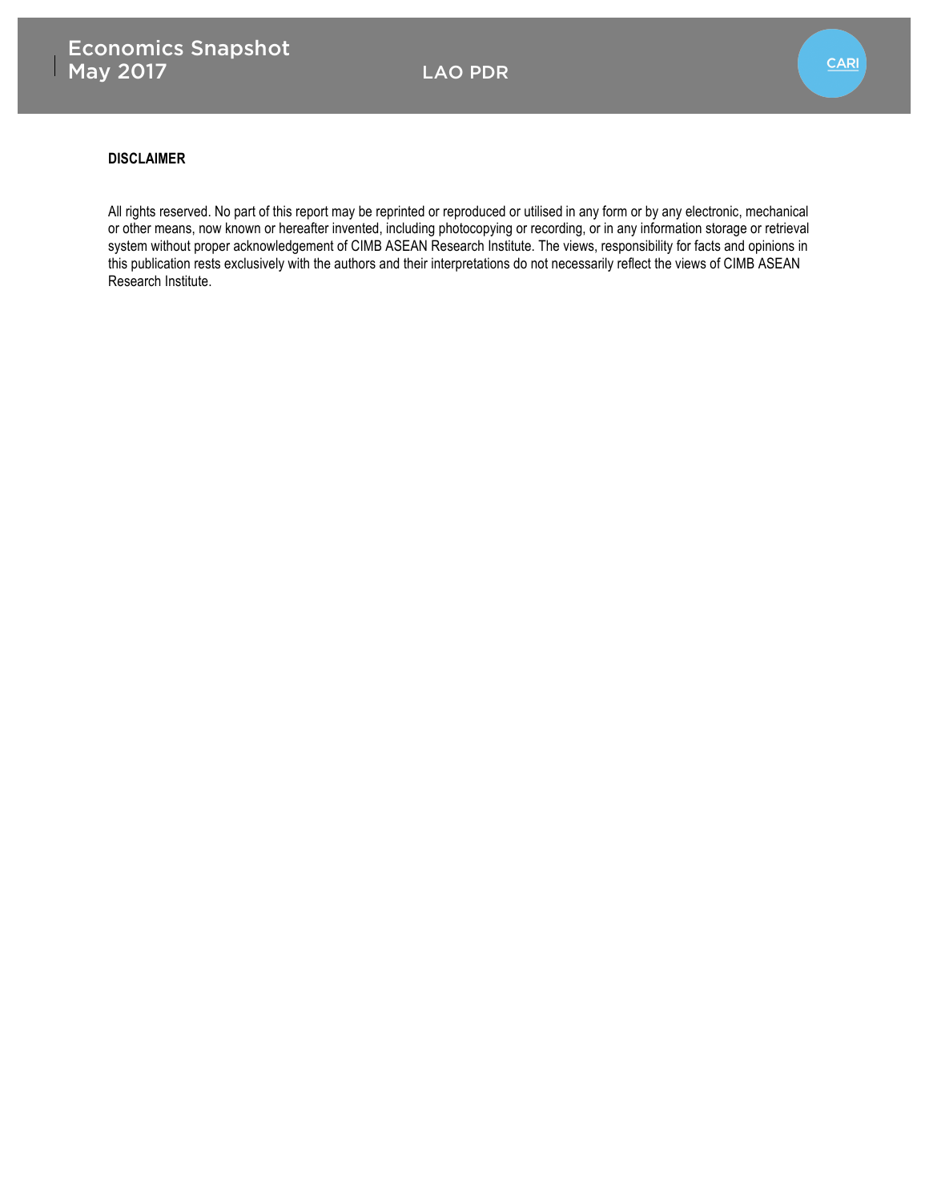**DISCLAIMER**

All rights reserved. No part of this report may be reprinted or reproduced or utilised in any form or by any electronic, mechanical or other means, now known or hereafter invented, including photocopying or recording, or in any information storage or retrieval system without proper acknowledgement of CIMB ASEAN Research Institute. The views, responsibility for facts and opinions in this publication rests exclusively with the authors and their interpretations do not necessarily reflect the views of CIMB ASEAN Research Institute.